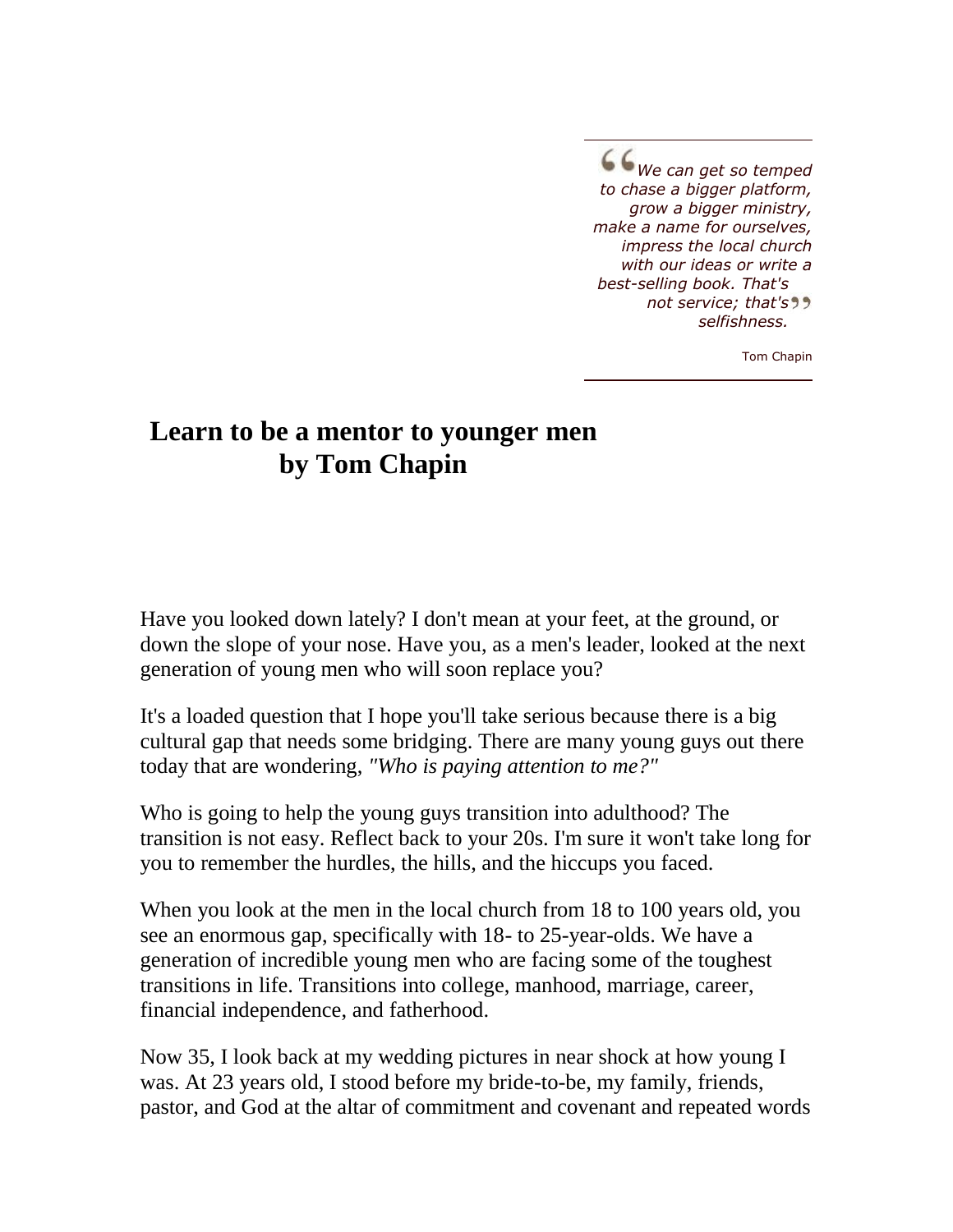> *We can get so temped to chase a bigger platform, grow a bigger ministry, make a name for ourselves, impress the local church with our ideas or write a best-selling book. That's not service; that's selfishness.*
>
> Tom Chapin

# Learn to be a mentor to younger men by Tom Chapin

Have you looked down lately? I don't mean at your feet, at the ground, or down the slope of your nose. Have you, as a men's leader, looked at the next generation of young men who will soon replace you?

It's a loaded question that I hope you'll take serious because there is a big cultural gap that needs some bridging. There are many young guys out there today that are wondering, *"Who is paying attention to me?"*

Who is going to help the young guys transition into adulthood? The transition is not easy. Reflect back to your 20s. I'm sure it won't take long for you to remember the hurdles, the hills, and the hiccups you faced.

When you look at the men in the local church from 18 to 100 years old, you see an enormous gap, specifically with 18- to 25-year-olds. We have a generation of incredible young men who are facing some of the toughest transitions in life. Transitions into college, manhood, marriage, career, financial independence, and fatherhood.

Now 35, I look back at my wedding pictures in near shock at how young I was. At 23 years old, I stood before my bride-to-be, my family, friends, pastor, and God at the altar of commitment and covenant and repeated words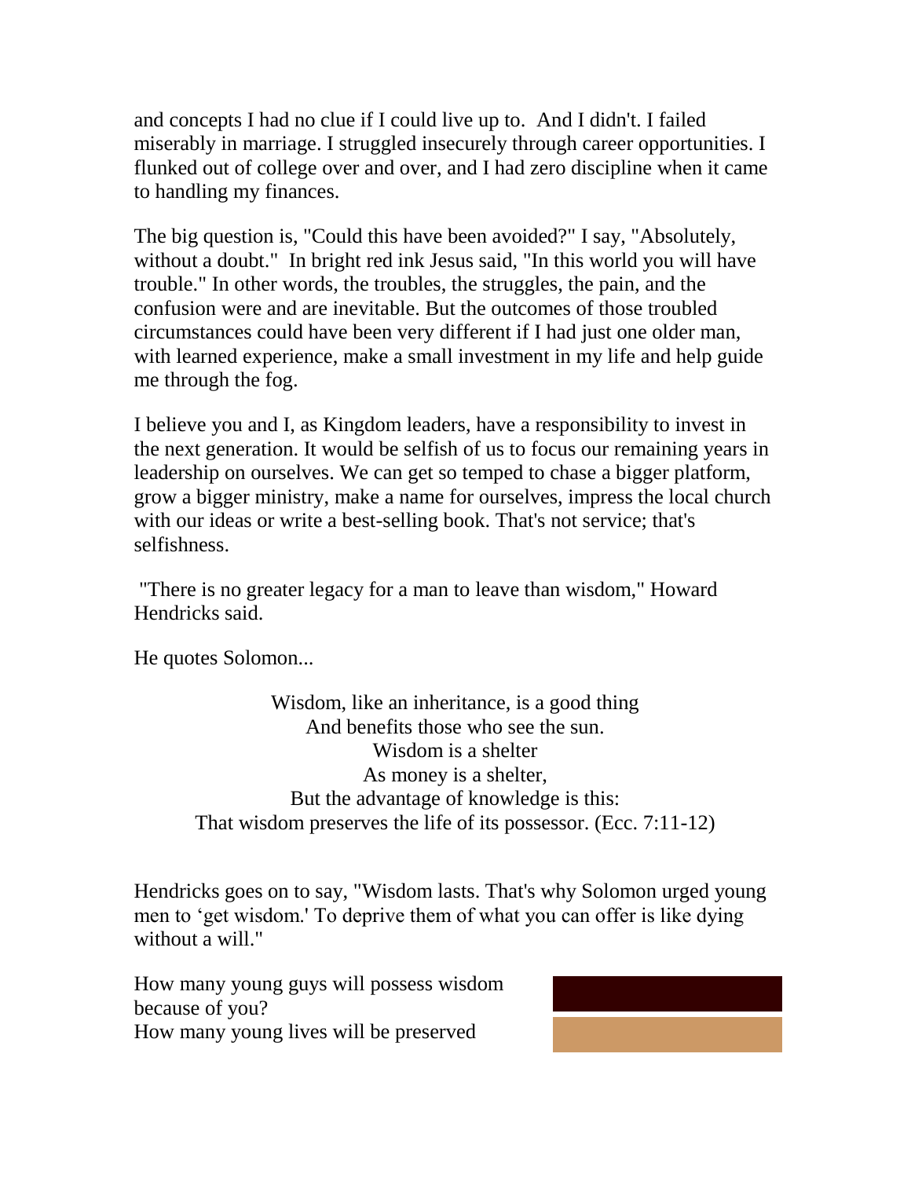and concepts I had no clue if I could live up to. And I didn't. I failed miserably in marriage. I struggled insecurely through career opportunities. I flunked out of college over and over, and I had zero discipline when it came to handling my finances.

The big question is, "Could this have been avoided?" I say, "Absolutely, without a doubt." In bright red ink Jesus said, "In this world you will have trouble." In other words, the troubles, the struggles, the pain, and the confusion were and are inevitable. But the outcomes of those troubled circumstances could have been very different if I had just one older man, with learned experience, make a small investment in my life and help guide me through the fog.

I believe you and I, as Kingdom leaders, have a responsibility to invest in the next generation. It would be selfish of us to focus our remaining years in leadership on ourselves. We can get so temped to chase a bigger platform, grow a bigger ministry, make a name for ourselves, impress the local church with our ideas or write a best-selling book. That's not service; that's selfishness.

"There is no greater legacy for a man to leave than wisdom," Howard Hendricks said.

He quotes Solomon...

Wisdom, like an inheritance, is a good thing  
And benefits those who see the sun.  
Wisdom is a shelter  
As money is a shelter,  
But the advantage of knowledge is this:  
That wisdom preserves the life of its possessor. (Ecc. 7:11-12)

Hendricks goes on to say, "Wisdom lasts. That's why Solomon urged young men to 'get wisdom.' To deprive them of what you can offer is like dying without a will."

How many young guys will possess wisdom because of you?  
How many young lives will be preserved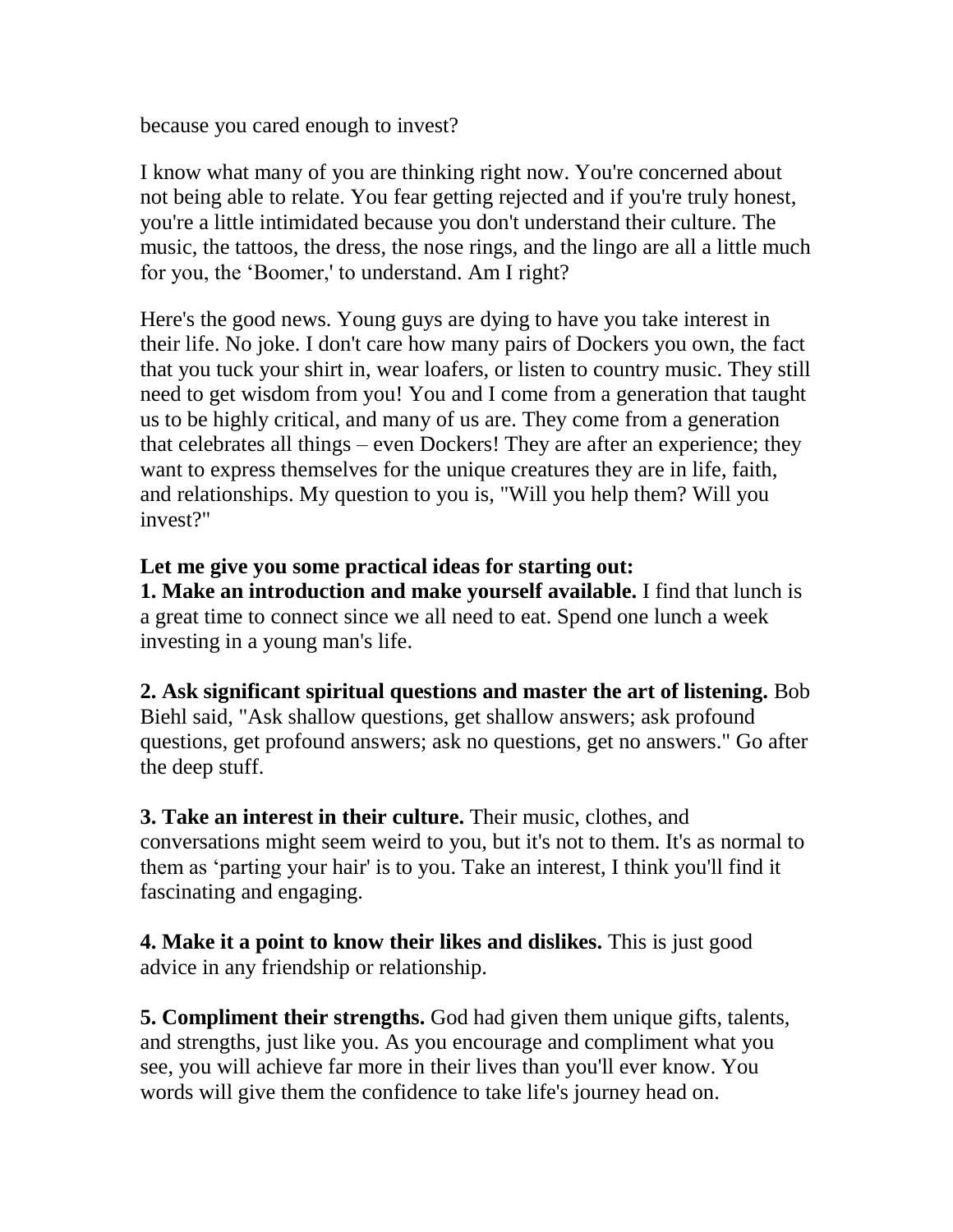because you cared enough to invest?

I know what many of you are thinking right now. You're concerned about not being able to relate. You fear getting rejected and if you're truly honest, you're a little intimidated because you don't understand their culture. The music, the tattoos, the dress, the nose rings, and the lingo are all a little much for you, the ‘Boomer,' to understand. Am I right?

Here's the good news. Young guys are dying to have you take interest in their life. No joke. I don't care how many pairs of Dockers you own, the fact that you tuck your shirt in, wear loafers, or listen to country music. They still need to get wisdom from you! You and I come from a generation that taught us to be highly critical, and many of us are. They come from a generation that celebrates all things – even Dockers! They are after an experience; they want to express themselves for the unique creatures they are in life, faith, and relationships. My question to you is, "Will you help them? Will you invest?"

**Let me give you some practical ideas for starting out:**

**1. Make an introduction and make yourself available.** I find that lunch is a great time to connect since we all need to eat. Spend one lunch a week investing in a young man's life.

**2. Ask significant spiritual questions and master the art of listening.** Bob Biehl said, "Ask shallow questions, get shallow answers; ask profound questions, get profound answers; ask no questions, get no answers." Go after the deep stuff.

**3. Take an interest in their culture.** Their music, clothes, and conversations might seem weird to you, but it's not to them. It's as normal to them as ‘parting your hair' is to you. Take an interest, I think you'll find it fascinating and engaging.

**4. Make it a point to know their likes and dislikes.** This is just good advice in any friendship or relationship.

**5. Compliment their strengths.** God had given them unique gifts, talents, and strengths, just like you. As you encourage and compliment what you see, you will achieve far more in their lives than you'll ever know. You words will give them the confidence to take life's journey head on.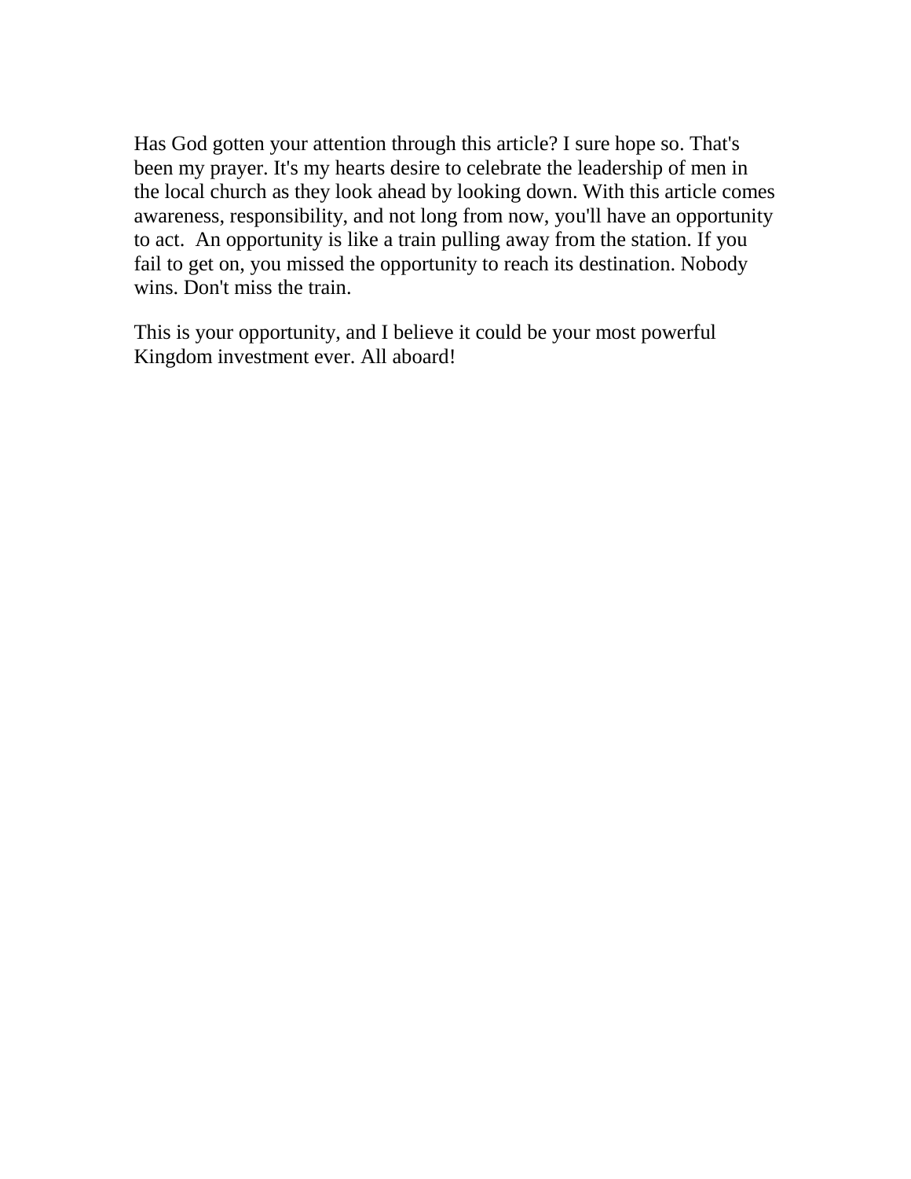Has God gotten your attention through this article? I sure hope so. That's been my prayer. It's my hearts desire to celebrate the leadership of men in the local church as they look ahead by looking down. With this article comes awareness, responsibility, and not long from now, you'll have an opportunity to act.  An opportunity is like a train pulling away from the station. If you fail to get on, you missed the opportunity to reach its destination. Nobody wins. Don't miss the train.

This is your opportunity, and I believe it could be your most powerful Kingdom investment ever. All aboard!